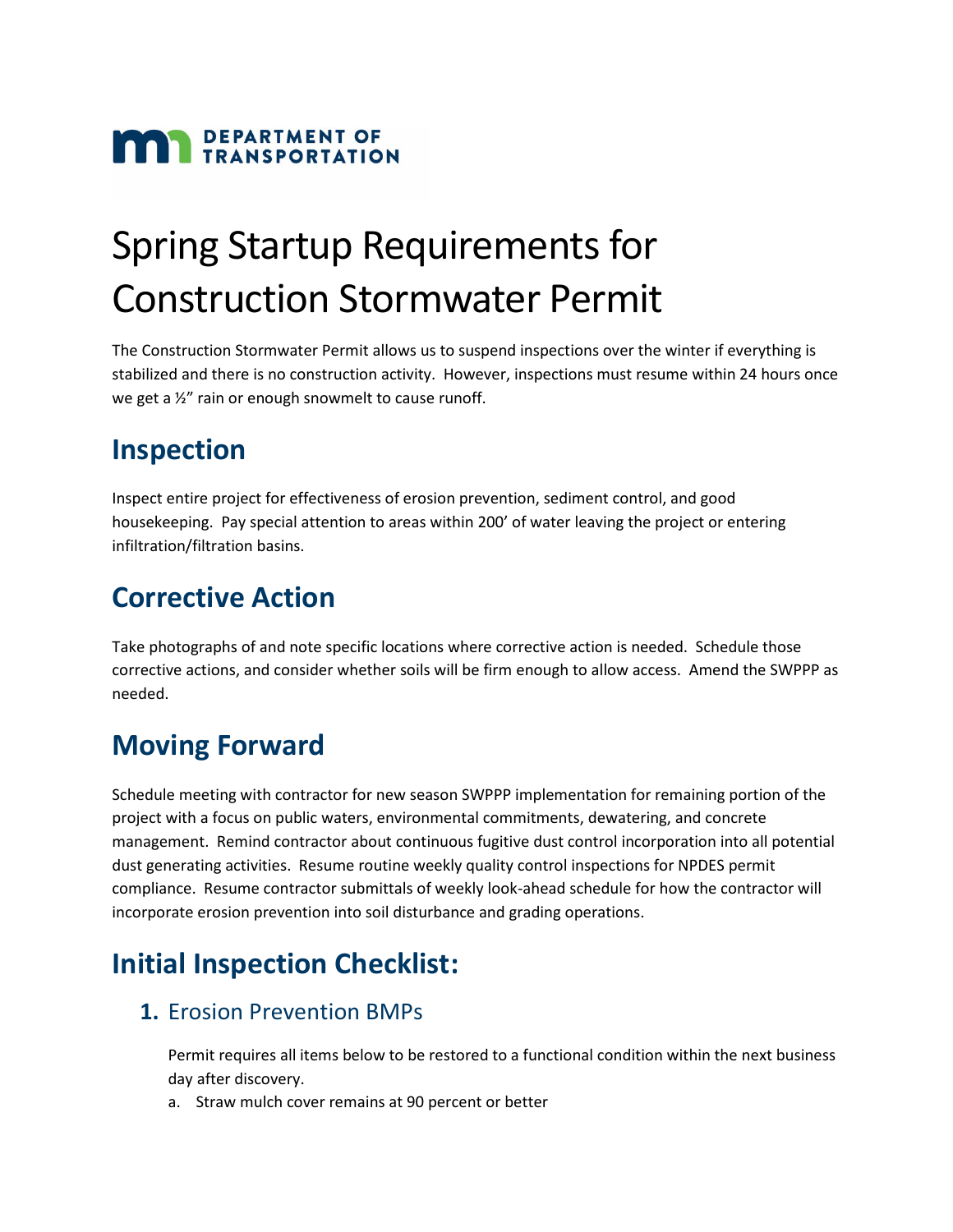# Spring Startup Requirements for Construction Stormwater Permit

The Construction Stormwater Permit allows us to suspend inspections over the winter if everything is stabilized and there is no construction activity. However, inspections must resume within 24 hours once we get a ½" rain or enough snowmelt to cause runoff.

## Inspection

Inspect entire project for effectiveness of erosion prevention, sediment control, and good housekeeping. Pay special attention to areas within 200' of water leaving the project or entering infiltration/filtration basins.

## Corrective Action

Take photographs of and note specific locations where corrective action is needed. Schedule those corrective actions, and consider whether soils will be firm enough to allow access. Amend the SWPPP as needed.

## Moving Forward

Schedule meeting with contractor for new season SWPPP implementation for remaining portion of the project with a focus on public waters, environmental commitments, dewatering, and concrete management. Remind contractor about continuous fugitive dust control incorporation into all potential dust generating activities. Resume routine weekly quality control inspections for NPDES permit compliance. Resume contractor submittals of weekly look-ahead schedule for how the contractor will incorporate erosion prevention into soil disturbance and grading operations.

## Initial Inspection Checklist:

### 1. Erosion Prevention BMPs

Permit requires all items below to be restored to a functional condition within the next business day after discovery.

a. Straw mulch cover remains at 90 percent or better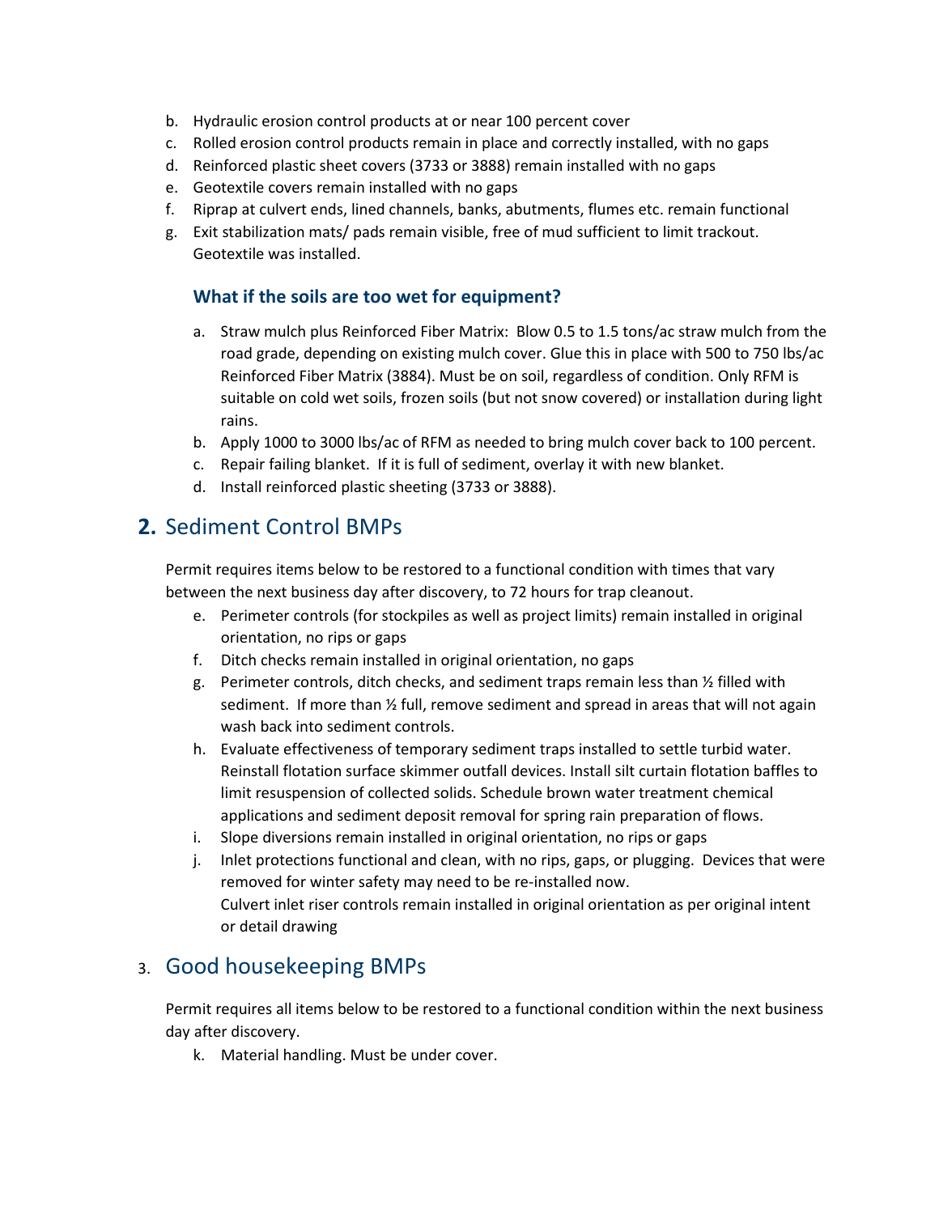b. Hydraulic erosion control products at or near 100 percent cover
c. Rolled erosion control products remain in place and correctly installed, with no gaps
d. Reinforced plastic sheet covers (3733 or 3888) remain installed with no gaps
e. Geotextile covers remain installed with no gaps
f. Riprap at culvert ends, lined channels, banks, abutments, flumes etc. remain functional
g. Exit stabilization mats/ pads remain visible, free of mud sufficient to limit trackout. Geotextile was installed.

### What if the soils are too wet for equipment?

a. Straw mulch plus Reinforced Fiber Matrix: Blow 0.5 to 1.5 tons/ac straw mulch from the road grade, depending on existing mulch cover. Glue this in place with 500 to 750 lbs/ac Reinforced Fiber Matrix (3884). Must be on soil, regardless of condition. Only RFM is suitable on cold wet soils, frozen soils (but not snow covered) or installation during light rains.
b. Apply 1000 to 3000 lbs/ac of RFM as needed to bring mulch cover back to 100 percent.
c. Repair failing blanket. If it is full of sediment, overlay it with new blanket.
d. Install reinforced plastic sheeting (3733 or 3888).

## **2.** Sediment Control BMPs

Permit requires items below to be restored to a functional condition with times that vary between the next business day after discovery, to 72 hours for trap cleanout.

e. Perimeter controls (for stockpiles as well as project limits) remain installed in original orientation, no rips or gaps
f. Ditch checks remain installed in original orientation, no gaps
g. Perimeter controls, ditch checks, and sediment traps remain less than ½ filled with sediment. If more than ½ full, remove sediment and spread in areas that will not again wash back into sediment controls.
h. Evaluate effectiveness of temporary sediment traps installed to settle turbid water. Reinstall flotation surface skimmer outfall devices. Install silt curtain flotation baffles to limit resuspension of collected solids. Schedule brown water treatment chemical applications and sediment deposit removal for spring rain preparation of flows.
i. Slope diversions remain installed in original orientation, no rips or gaps
j. Inlet protections functional and clean, with no rips, gaps, or plugging. Devices that were removed for winter safety may need to be re-installed now.
   Culvert inlet riser controls remain installed in original orientation as per original intent or detail drawing

## 3. Good housekeeping BMPs

Permit requires all items below to be restored to a functional condition within the next business day after discovery.

k. Material handling. Must be under cover.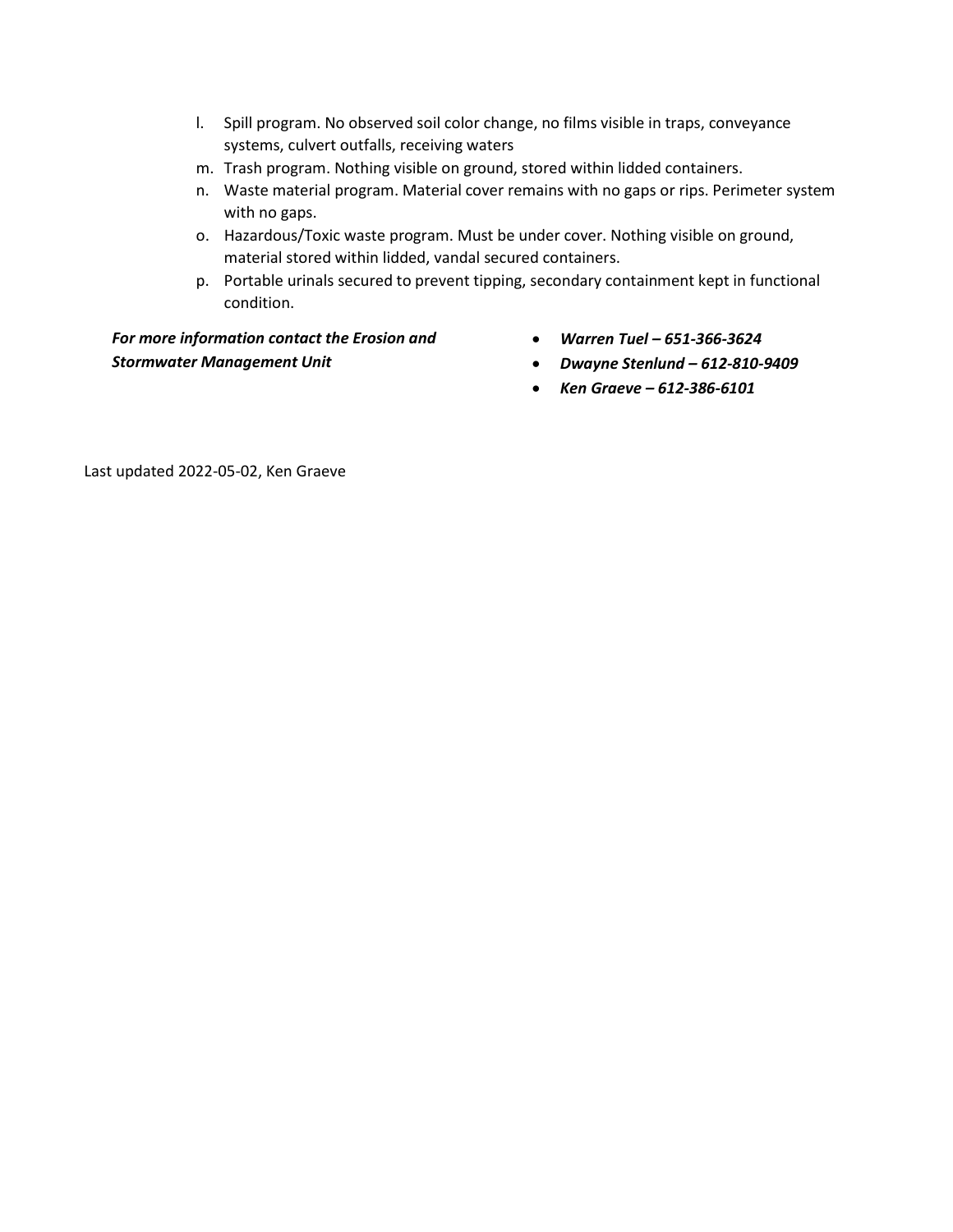l. Spill program. No observed soil color change, no films visible in traps, conveyance systems, culvert outfalls, receiving waters
m. Trash program. Nothing visible on ground, stored within lidded containers.
n. Waste material program. Material cover remains with no gaps or rips. Perimeter system with no gaps.
o. Hazardous/Toxic waste program. Must be under cover. Nothing visible on ground, material stored within lidded, vandal secured containers.
p. Portable urinals secured to prevent tipping, secondary containment kept in functional condition.

***For more information contact the Erosion and Stormwater Management Unit***

- ***Warren Tuel – 651-366-3624***
- ***Dwayne Stenlund – 612-810-9409***
- ***Ken Graeve – 612-386-6101***

Last updated 2022-05-02, Ken Graeve